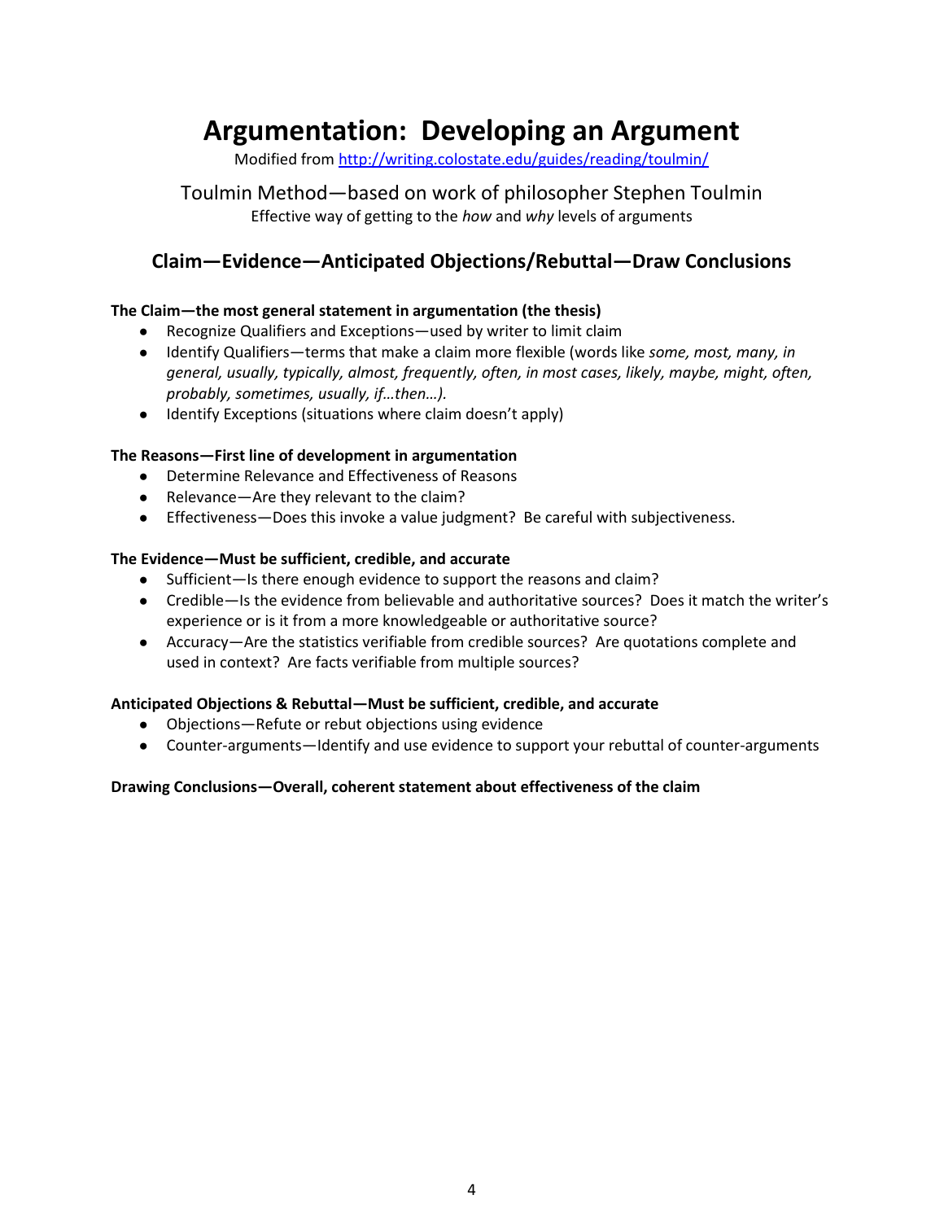# Argumentation: Developing an Argument

Modified from http://writing.colostate.edu/guides/reading/toulmin/

Toulmin Method—based on work of philosopher Stephen Toulmin

Effective way of getting to the *how* and *why* levels of arguments

## Claim—Evidence—Anticipated Objections/Rebuttal—Draw Conclusions

**The Claim—the most general statement in argumentation (the thesis)**

- Recognize Qualifiers and Exceptions—used by writer to limit claim
- Identify Qualifiers—terms that make a claim more flexible (words like *some, most, many, in general, usually, typically, almost, frequently, often, in most cases, likely, maybe, might, often, probably, sometimes, usually, if…then…).*
- Identify Exceptions (situations where claim doesn't apply)

**The Reasons—First line of development in argumentation**

- Determine Relevance and Effectiveness of Reasons
- Relevance—Are they relevant to the claim?
- Effectiveness—Does this invoke a value judgment? Be careful with subjectiveness.

**The Evidence—Must be sufficient, credible, and accurate**

- Sufficient—Is there enough evidence to support the reasons and claim?
- Credible—Is the evidence from believable and authoritative sources? Does it match the writer's experience or is it from a more knowledgeable or authoritative source?
- Accuracy—Are the statistics verifiable from credible sources? Are quotations complete and used in context? Are facts verifiable from multiple sources?

**Anticipated Objections & Rebuttal—Must be sufficient, credible, and accurate**

- Objections—Refute or rebut objections using evidence
- Counter-arguments—Identify and use evidence to support your rebuttal of counter-arguments

**Drawing Conclusions—Overall, coherent statement about effectiveness of the claim**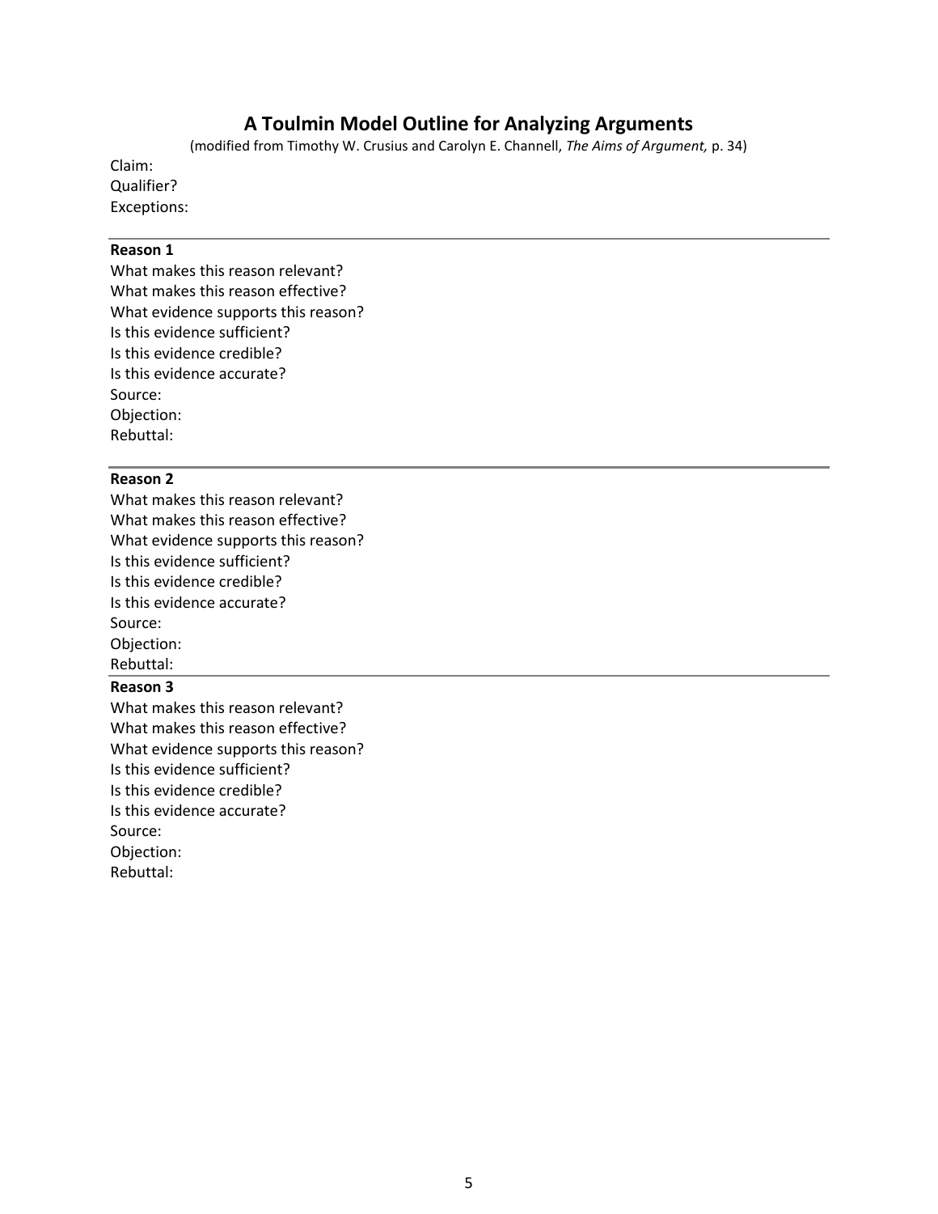# A Toulmin Model Outline for Analyzing Arguments

(modified from Timothy W. Crusius and Carolyn E. Channell, *The Aims of Argument,* p. 34)

Claim:
Qualifier?
Exceptions:

---

**Reason 1**

What makes this reason relevant?
What makes this reason effective?
What evidence supports this reason?
Is this evidence sufficient?
Is this evidence credible?
Is this evidence accurate?
Source:
Objection:
Rebuttal:

---

**Reason 2**

What makes this reason relevant?
What makes this reason effective?
What evidence supports this reason?
Is this evidence sufficient?
Is this evidence credible?
Is this evidence accurate?
Source:
Objection:
Rebuttal:

---

**Reason 3**

What makes this reason relevant?
What makes this reason effective?
What evidence supports this reason?
Is this evidence sufficient?
Is this evidence credible?
Is this evidence accurate?
Source:
Objection:
Rebuttal: